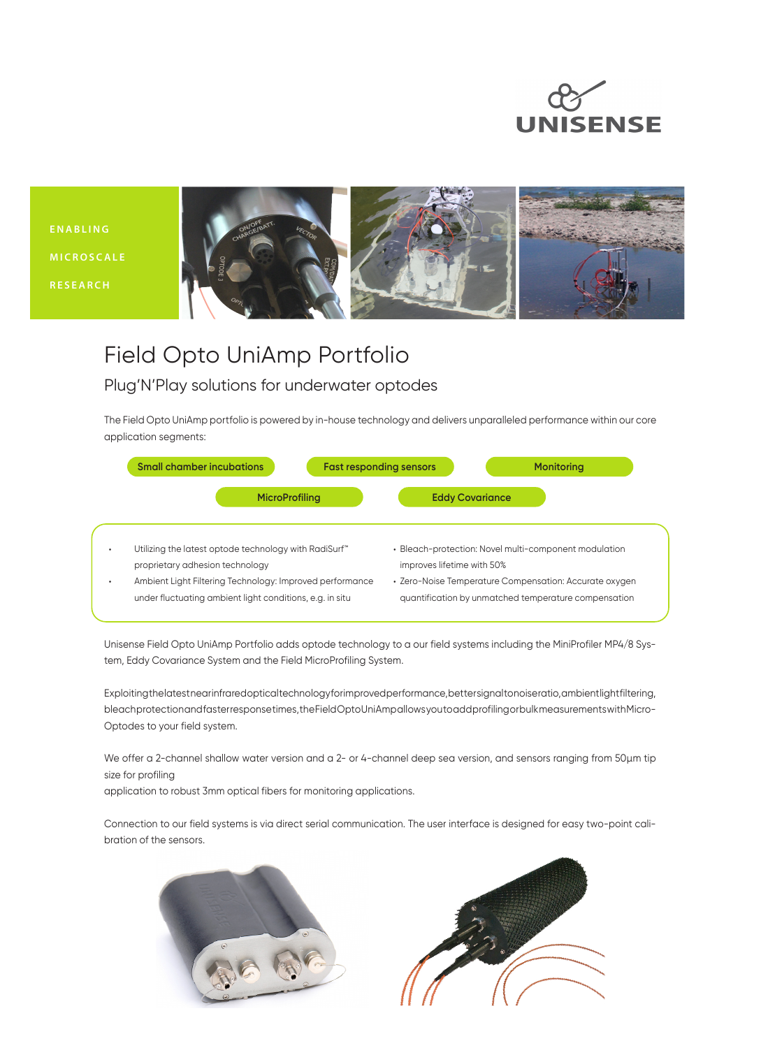ENABLING

MICROSCALE

RESEARCH

# Field Opto UniAmp Portfolio

## Plug'N'Play solutions for underwater optodes

The Field Opto UniAmp portfolio is powered by in-house technology and delivers unparalleled performance within our core application segments:

Small chamber incubations | Fast responding sensors | Monitoring | MicroProfiling | Eddy Covariance

- Utilizing the latest optode technology with RadiSurf™ proprietary adhesion technology
- Ambient Light Filtering Technology: Improved performance under fluctuating ambient light conditions, e.g. in situ
- Bleach-protection: Novel multi-component modulation improves lifetime with 50%
- Zero-Noise Temperature Compensation: Accurate oxygen quantification by unmatched temperature compensation

Unisense Field Opto UniAmp Portfolio adds optode technology to a our field systems including the MiniProfiler MP4/8 System, Eddy Covariance System and the Field MicroProfiling System.

Exploiting the latest near infrared optical technology for improved performance, better signal to noise ratio, ambient light filtering, bleach protection and faster response times, the Field Opto UniAmp allows you to add profiling or bulk measurements with Micro-Optodes to your field system.

We offer a 2-channel shallow water version and a 2- or 4-channel deep sea version, and sensors ranging from 50µm tip size for profiling
application to robust 3mm optical fibers for monitoring applications.

Connection to our field systems is via direct serial communication. The user interface is designed for easy two-point calibration of the sensors.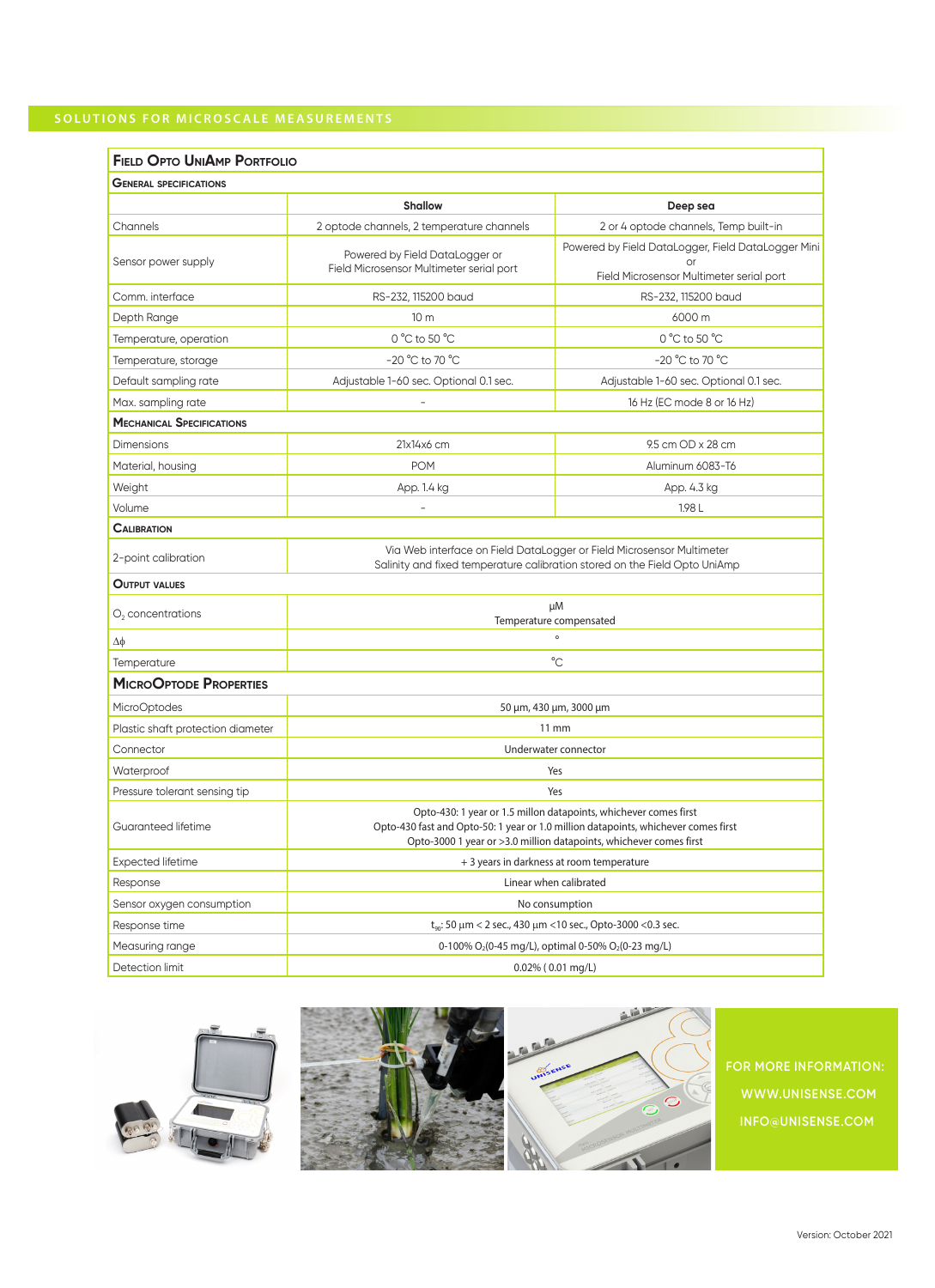SOLUTIONS FOR MICROSCALE MEASUREMENTS

## Field Opto UniAmp Portfolio

| General specifications | | |
|---|---|---|
| | **Shallow** | **Deep sea** |
| Channels | 2 optode channels, 2 temperature channels | 2 or 4 optode channels, Temp built-in |
| Sensor power supply | Powered by Field DataLogger or Field Microsensor Multimeter serial port | Powered by Field DataLogger, Field DataLogger Mini or Field Microsensor Multimeter serial port |
| Comm. interface | RS-232, 115200 baud | RS-232, 115200 baud |
| Depth Range | 10 m | 6000 m |
| Temperature, operation | 0 °C to 50 °C | 0 °C to 50 °C |
| Temperature, storage | -20 °C to 70 °C | -20 °C to 70 °C |
| Default sampling rate | Adjustable 1-60 sec. Optional 0.1 sec. | Adjustable 1-60 sec. Optional 0.1 sec. |
| Max. sampling rate | - | 16 Hz (EC mode 8 or 16 Hz) |
| **Mechanical Specifications** | | |
| Dimensions | 21x14x6 cm | 9.5 cm OD x 28 cm |
| Material, housing | POM | Aluminum 6083-T6 |
| Weight | App. 1.4 kg | App. 4.3 kg |
| Volume | - | 1.98 L |
| **Calibration** | | |
| 2-point calibration | Via Web interface on Field DataLogger or Field Microsensor Multimeter Salinity and fixed temperature calibration stored on the Field Opto UniAmp | |
| **Output values** | | |
| $O_2$ concentrations | µM Temperature compensated | |
| $\Delta\phi$ | ° | |
| Temperature | °C | |
| **MicroOptode Properties** | | |
| MicroOptodes | 50 µm, 430 µm, 3000 µm | |
| Plastic shaft protection diameter | 11 mm | |
| Connector | Underwater connector | |
| Waterproof | Yes | |
| Pressure tolerant sensing tip | Yes | |
| Guaranteed lifetime | Opto-430: 1 year or 1.5 millon datapoints, whichever comes first<br>Opto-430 fast and Opto-50: 1 year or 1.0 million datapoints, whichever comes first<br>Opto-3000 1 year or >3.0 million datapoints, whichever comes first | |
| Expected lifetime | + 3 years in darkness at room temperature | |
| Response | Linear when calibrated | |
| Sensor oxygen consumption | No consumption | |
| Response time | $t_{90}$: 50 µm < 2 sec., 430 µm <10 sec., Opto-3000 <0.3 sec. | |
| Measuring range | 0-100% $O_2$(0-45 mg/L), optimal 0-50% $O_2$(0-23 mg/L) | |
| Detection limit | 0.02% ( 0.01 mg/L) | |

FOR MORE INFORMATION:
WWW.UNISENSE.COM
INFO@UNISENSE.COM

Version: October 2021